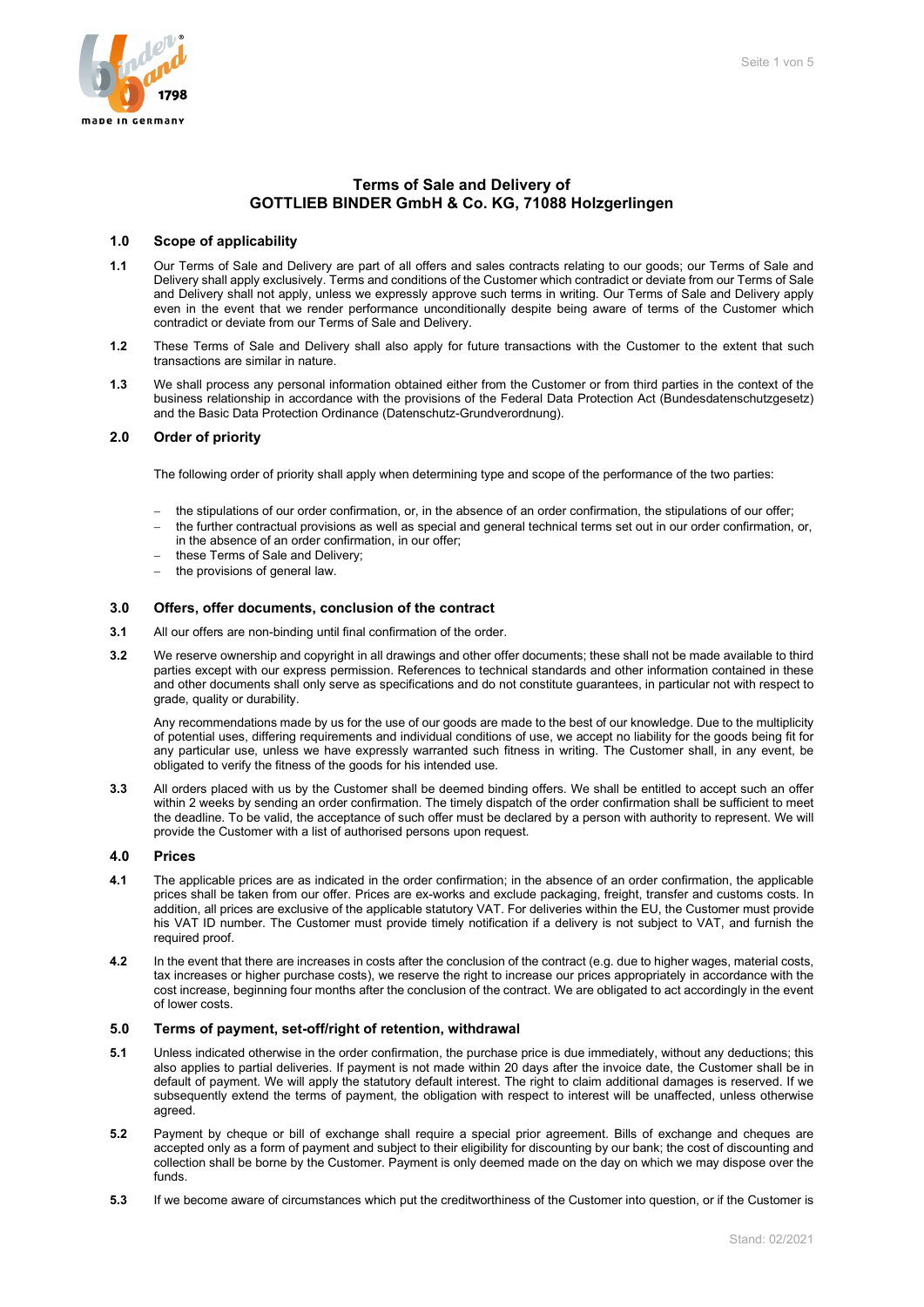# Terms of Sale and Delivery of GOTTLIEB BINDER GmbH & Co. KG, 71088 Holzgerlingen

## 1.0 Scope of applicability

**1.1** Our Terms of Sale and Delivery are part of all offers and sales contracts relating to our goods; our Terms of Sale and Delivery shall apply exclusively. Terms and conditions of the Customer which contradict or deviate from our Terms of Sale and Delivery shall not apply, unless we expressly approve such terms in writing. Our Terms of Sale and Delivery apply even in the event that we render performance unconditionally despite being aware of terms of the Customer which contradict or deviate from our Terms of Sale and Delivery.

**1.2** These Terms of Sale and Delivery shall also apply for future transactions with the Customer to the extent that such transactions are similar in nature.

**1.3** We shall process any personal information obtained either from the Customer or from third parties in the context of the business relationship in accordance with the provisions of the Federal Data Protection Act (Bundesdatenschutzgesetz) and the Basic Data Protection Ordinance (Datenschutz-Grundverordnung).

## 2.0 Order of priority

The following order of priority shall apply when determining type and scope of the performance of the two parties:

- the stipulations of our order confirmation, or, in the absence of an order confirmation, the stipulations of our offer;
- the further contractual provisions as well as special and general technical terms set out in our order confirmation, or, in the absence of an order confirmation, in our offer;
- these Terms of Sale and Delivery;
- the provisions of general law.

## 3.0 Offers, offer documents, conclusion of the contract

**3.1** All our offers are non-binding until final confirmation of the order.

**3.2** We reserve ownership and copyright in all drawings and other offer documents; these shall not be made available to third parties except with our express permission. References to technical standards and other information contained in these and other documents shall only serve as specifications and do not constitute guarantees, in particular not with respect to grade, quality or durability.

Any recommendations made by us for the use of our goods are made to the best of our knowledge. Due to the multiplicity of potential uses, differing requirements and individual conditions of use, we accept no liability for the goods being fit for any particular use, unless we have expressly warranted such fitness in writing. The Customer shall, in any event, be obligated to verify the fitness of the goods for his intended use.

**3.3** All orders placed with us by the Customer shall be deemed binding offers. We shall be entitled to accept such an offer within 2 weeks by sending an order confirmation. The timely dispatch of the order confirmation shall be sufficient to meet the deadline. To be valid, the acceptance of such offer must be declared by a person with authority to represent. We will provide the Customer with a list of authorised persons upon request.

## 4.0 Prices

**4.1** The applicable prices are as indicated in the order confirmation; in the absence of an order confirmation, the applicable prices shall be taken from our offer. Prices are ex-works and exclude packaging, freight, transfer and customs costs. In addition, all prices are exclusive of the applicable statutory VAT. For deliveries within the EU, the Customer must provide his VAT ID number. The Customer must provide timely notification if a delivery is not subject to VAT, and furnish the required proof.

**4.2** In the event that there are increases in costs after the conclusion of the contract (e.g. due to higher wages, material costs, tax increases or higher purchase costs), we reserve the right to increase our prices appropriately in accordance with the cost increase, beginning four months after the conclusion of the contract. We are obligated to act accordingly in the event of lower costs.

## 5.0 Terms of payment, set-off/right of retention, withdrawal

**5.1** Unless indicated otherwise in the order confirmation, the purchase price is due immediately, without any deductions; this also applies to partial deliveries. If payment is not made within 20 days after the invoice date, the Customer shall be in default of payment. We will apply the statutory default interest. The right to claim additional damages is reserved. If we subsequently extend the terms of payment, the obligation with respect to interest will be unaffected, unless otherwise agreed.

**5.2** Payment by cheque or bill of exchange shall require a special prior agreement. Bills of exchange and cheques are accepted only as a form of payment and subject to their eligibility for discounting by our bank; the cost of discounting and collection shall be borne by the Customer. Payment is only deemed made on the day on which we may dispose over the funds.

**5.3** If we become aware of circumstances which put the creditworthiness of the Customer into question, or if the Customer is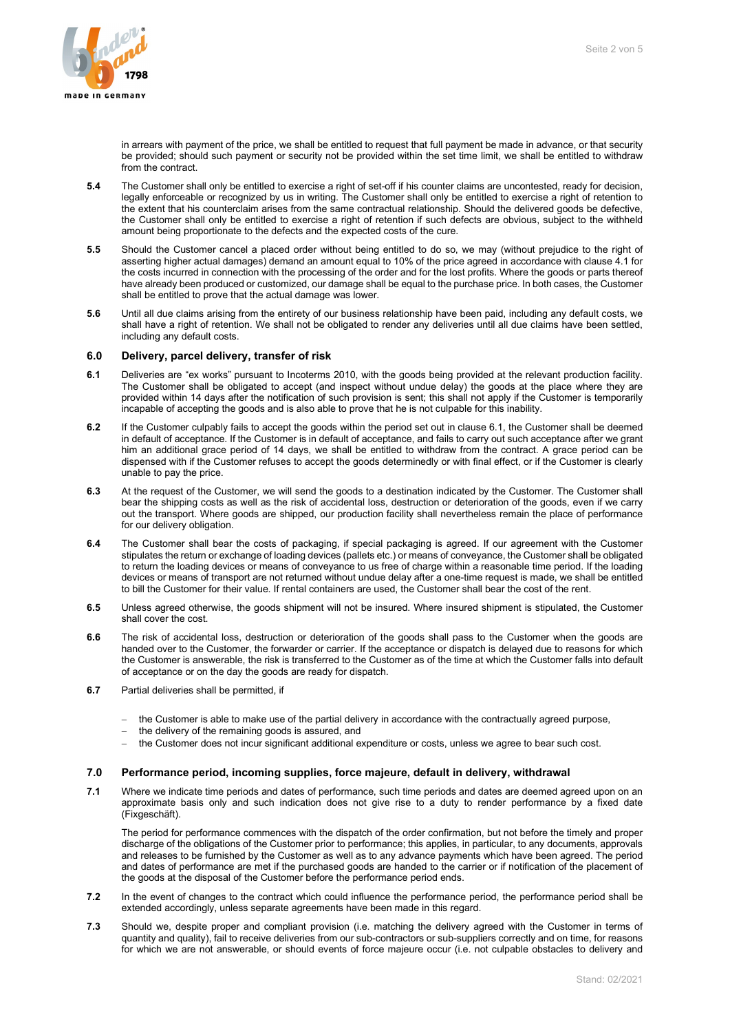in arrears with payment of the price, we shall be entitled to request that full payment be made in advance, or that security be provided; should such payment or security not be provided within the set time limit, we shall be entitled to withdraw from the contract.

**5.4** The Customer shall only be entitled to exercise a right of set-off if his counter claims are uncontested, ready for decision, legally enforceable or recognized by us in writing. The Customer shall only be entitled to exercise a right of retention to the extent that his counterclaim arises from the same contractual relationship. Should the delivered goods be defective, the Customer shall only be entitled to exercise a right of retention if such defects are obvious, subject to the withheld amount being proportionate to the defects and the expected costs of the cure.

**5.5** Should the Customer cancel a placed order without being entitled to do so, we may (without prejudice to the right of asserting higher actual damages) demand an amount equal to 10% of the price agreed in accordance with clause 4.1 for the costs incurred in connection with the processing of the order and for the lost profits. Where the goods or parts thereof have already been produced or customized, our damage shall be equal to the purchase price. In both cases, the Customer shall be entitled to prove that the actual damage was lower.

**5.6** Until all due claims arising from the entirety of our business relationship have been paid, including any default costs, we shall have a right of retention. We shall not be obligated to render any deliveries until all due claims have been settled, including any default costs.

## 6.0 Delivery, parcel delivery, transfer of risk

**6.1** Deliveries are "ex works" pursuant to Incoterms 2010, with the goods being provided at the relevant production facility. The Customer shall be obligated to accept (and inspect without undue delay) the goods at the place where they are provided within 14 days after the notification of such provision is sent; this shall not apply if the Customer is temporarily incapable of accepting the goods and is also able to prove that he is not culpable for this inability.

**6.2** If the Customer culpably fails to accept the goods within the period set out in clause 6.1, the Customer shall be deemed in default of acceptance. If the Customer is in default of acceptance, and fails to carry out such acceptance after we grant him an additional grace period of 14 days, we shall be entitled to withdraw from the contract. A grace period can be dispensed with if the Customer refuses to accept the goods determinedly or with final effect, or if the Customer is clearly unable to pay the price.

**6.3** At the request of the Customer, we will send the goods to a destination indicated by the Customer. The Customer shall bear the shipping costs as well as the risk of accidental loss, destruction or deterioration of the goods, even if we carry out the transport. Where goods are shipped, our production facility shall nevertheless remain the place of performance for our delivery obligation.

**6.4** The Customer shall bear the costs of packaging, if special packaging is agreed. If our agreement with the Customer stipulates the return or exchange of loading devices (pallets etc.) or means of conveyance, the Customer shall be obligated to return the loading devices or means of conveyance to us free of charge within a reasonable time period. If the loading devices or means of transport are not returned without undue delay after a one-time request is made, we shall be entitled to bill the Customer for their value. If rental containers are used, the Customer shall bear the cost of the rent.

**6.5** Unless agreed otherwise, the goods shipment will not be insured. Where insured shipment is stipulated, the Customer shall cover the cost.

**6.6** The risk of accidental loss, destruction or deterioration of the goods shall pass to the Customer when the goods are handed over to the Customer, the forwarder or carrier. If the acceptance or dispatch is delayed due to reasons for which the Customer is answerable, the risk is transferred to the Customer as of the time at which the Customer falls into default of acceptance or on the day the goods are ready for dispatch.

**6.7** Partial deliveries shall be permitted, if

- the Customer is able to make use of the partial delivery in accordance with the contractually agreed purpose,
- the delivery of the remaining goods is assured, and
- the Customer does not incur significant additional expenditure or costs, unless we agree to bear such cost.

## 7.0 Performance period, incoming supplies, force majeure, default in delivery, withdrawal

**7.1** Where we indicate time periods and dates of performance, such time periods and dates are deemed agreed upon on an approximate basis only and such indication does not give rise to a duty to render performance by a fixed date (Fixgeschäft).

The period for performance commences with the dispatch of the order confirmation, but not before the timely and proper discharge of the obligations of the Customer prior to performance; this applies, in particular, to any documents, approvals and releases to be furnished by the Customer as well as to any advance payments which have been agreed. The period and dates of performance are met if the purchased goods are handed to the carrier or if notification of the placement of the goods at the disposal of the Customer before the performance period ends.

**7.2** In the event of changes to the contract which could influence the performance period, the performance period shall be extended accordingly, unless separate agreements have been made in this regard.

**7.3** Should we, despite proper and compliant provision (i.e. matching the delivery agreed with the Customer in terms of quantity and quality), fail to receive deliveries from our sub-contractors or sub-suppliers correctly and on time, for reasons for which we are not answerable, or should events of force majeure occur (i.e. not culpable obstacles to delivery and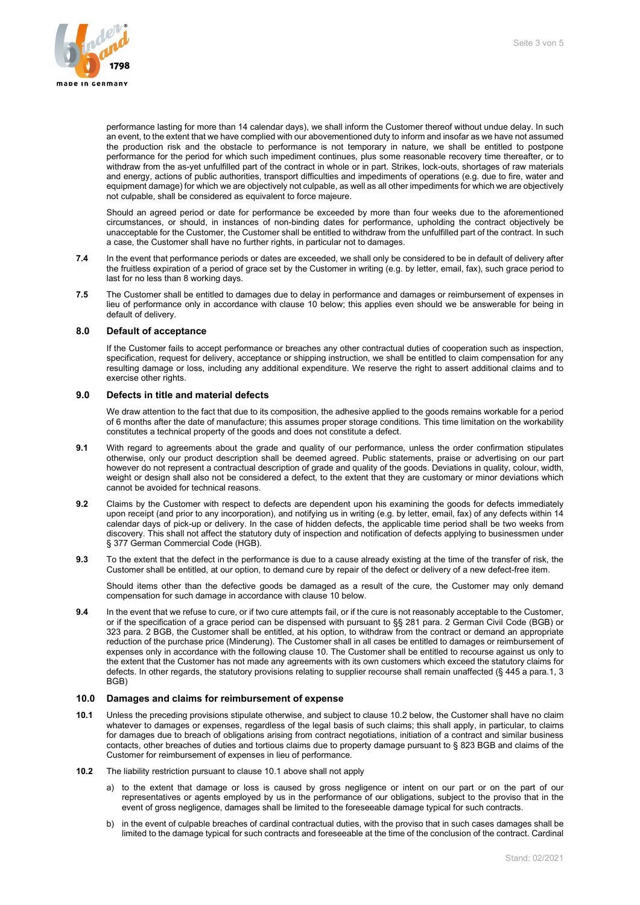performance lasting for more than 14 calendar days), we shall inform the Customer thereof without undue delay. In such an event, to the extent that we have complied with our abovementioned duty to inform and insofar as we have not assumed the production risk and the obstacle to performance is not temporary in nature, we shall be entitled to postpone performance for the period for which such impediment continues, plus some reasonable recovery time thereafter, or to withdraw from the as-yet unfulfilled part of the contract in whole or in part. Strikes, lock-outs, shortages of raw materials and energy, actions of public authorities, transport difficulties and impediments of operations (e.g. due to fire, water and equipment damage) for which we are objectively not culpable, as well as all other impediments for which we are objectively not culpable, shall be considered as equivalent to force majeure.

Should an agreed period or date for performance be exceeded by more than four weeks due to the aforementioned circumstances, or should, in instances of non-binding dates for performance, upholding the contract objectively be unacceptable for the Customer, the Customer shall be entitled to withdraw from the unfulfilled part of the contract. In such a case, the Customer shall have no further rights, in particular not to damages.

**7.4** In the event that performance periods or dates are exceeded, we shall only be considered to be in default of delivery after the fruitless expiration of a period of grace set by the Customer in writing (e.g. by letter, email, fax), such grace period to last for no less than 8 working days.

**7.5** The Customer shall be entitled to damages due to delay in performance and damages or reimbursement of expenses in lieu of performance only in accordance with clause 10 below; this applies even should we be answerable for being in default of delivery.

## 8.0 Default of acceptance

If the Customer fails to accept performance or breaches any other contractual duties of cooperation such as inspection, specification, request for delivery, acceptance or shipping instruction, we shall be entitled to claim compensation for any resulting damage or loss, including any additional expenditure. We reserve the right to assert additional claims and to exercise other rights.

## 9.0 Defects in title and material defects

We draw attention to the fact that due to its composition, the adhesive applied to the goods remains workable for a period of 6 months after the date of manufacture; this assumes proper storage conditions. This time limitation on the workability constitutes a technical property of the goods and does not constitute a defect.

**9.1** With regard to agreements about the grade and quality of our performance, unless the order confirmation stipulates otherwise, only our product description shall be deemed agreed. Public statements, praise or advertising on our part however do not represent a contractual description of grade and quality of the goods. Deviations in quality, colour, width, weight or design shall also not be considered a defect, to the extent that they are customary or minor deviations which cannot be avoided for technical reasons.

**9.2** Claims by the Customer with respect to defects are dependent upon his examining the goods for defects immediately upon receipt (and prior to any incorporation), and notifying us in writing (e.g. by letter, email, fax) of any defects within 14 calendar days of pick-up or delivery. In the case of hidden defects, the applicable time period shall be two weeks from discovery. This shall not affect the statutory duty of inspection and notification of defects applying to businessmen under § 377 German Commercial Code (HGB).

**9.3** To the extent that the defect in the performance is due to a cause already existing at the time of the transfer of risk, the Customer shall be entitled, at our option, to demand cure by repair of the defect or delivery of a new defect-free item.

Should items other than the defective goods be damaged as a result of the cure, the Customer may only demand compensation for such damage in accordance with clause 10 below.

**9.4** In the event that we refuse to cure, or if two cure attempts fail, or if the cure is not reasonably acceptable to the Customer, or if the specification of a grace period can be dispensed with pursuant to §§ 281 para. 2 German Civil Code (BGB) or 323 para. 2 BGB, the Customer shall be entitled, at his option, to withdraw from the contract or demand an appropriate reduction of the purchase price (Minderung). The Customer shall in all cases be entitled to damages or reimbursement of expenses only in accordance with the following clause 10. The Customer shall be entitled to recourse against us only to the extent that the Customer has not made any agreements with its own customers which exceed the statutory claims for defects. In other regards, the statutory provisions relating to supplier recourse shall remain unaffected (§ 445 a para.1, 3 BGB)

## 10.0 Damages and claims for reimbursement of expense

**10.1** Unless the preceding provisions stipulate otherwise, and subject to clause 10.2 below, the Customer shall have no claim whatever to damages or expenses, regardless of the legal basis of such claims; this shall apply, in particular, to claims for damages due to breach of obligations arising from contract negotiations, initiation of a contract and similar business contacts, other breaches of duties and tortious claims due to property damage pursuant to § 823 BGB and claims of the Customer for reimbursement of expenses in lieu of performance.

**10.2** The liability restriction pursuant to clause 10.1 above shall not apply

a) to the extent that damage or loss is caused by gross negligence or intent on our part or on the part of our representatives or agents employed by us in the performance of our obligations, subject to the proviso that in the event of gross negligence, damages shall be limited to the foreseeable damage typical for such contracts.

b) in the event of culpable breaches of cardinal contractual duties, with the proviso that in such cases damages shall be limited to the damage typical for such contracts and foreseeable at the time of the conclusion of the contract. Cardinal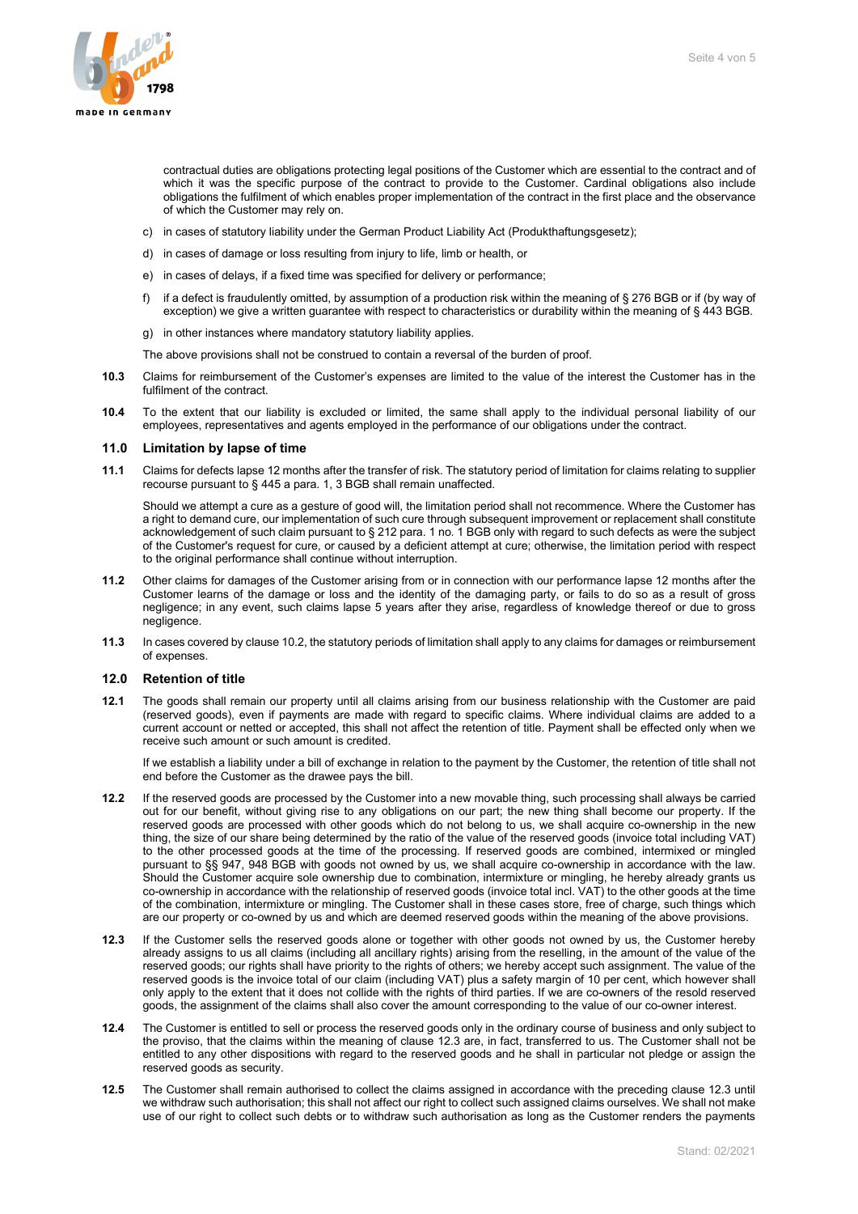contractual duties are obligations protecting legal positions of the Customer which are essential to the contract and of which it was the specific purpose of the contract to provide to the Customer. Cardinal obligations also include obligations the fulfilment of which enables proper implementation of the contract in the first place and the observance of which the Customer may rely on.

c) in cases of statutory liability under the German Product Liability Act (Produkthaftungsgesetz);

d) in cases of damage or loss resulting from injury to life, limb or health, or

e) in cases of delays, if a fixed time was specified for delivery or performance;

f) if a defect is fraudulently omitted, by assumption of a production risk within the meaning of § 276 BGB or if (by way of exception) we give a written guarantee with respect to characteristics or durability within the meaning of § 443 BGB.

g) in other instances where mandatory statutory liability applies.

The above provisions shall not be construed to contain a reversal of the burden of proof.

**10.3** Claims for reimbursement of the Customer's expenses are limited to the value of the interest the Customer has in the fulfilment of the contract.

**10.4** To the extent that our liability is excluded or limited, the same shall apply to the individual personal liability of our employees, representatives and agents employed in the performance of our obligations under the contract.

## 11.0 Limitation by lapse of time

**11.1** Claims for defects lapse 12 months after the transfer of risk. The statutory period of limitation for claims relating to supplier recourse pursuant to § 445 a para. 1, 3 BGB shall remain unaffected.

Should we attempt a cure as a gesture of good will, the limitation period shall not recommence. Where the Customer has a right to demand cure, our implementation of such cure through subsequent improvement or replacement shall constitute acknowledgement of such claim pursuant to § 212 para. 1 no. 1 BGB only with regard to such defects as were the subject of the Customer's request for cure, or caused by a deficient attempt at cure; otherwise, the limitation period with respect to the original performance shall continue without interruption.

**11.2** Other claims for damages of the Customer arising from or in connection with our performance lapse 12 months after the Customer learns of the damage or loss and the identity of the damaging party, or fails to do so as a result of gross negligence; in any event, such claims lapse 5 years after they arise, regardless of knowledge thereof or due to gross negligence.

**11.3** In cases covered by clause 10.2, the statutory periods of limitation shall apply to any claims for damages or reimbursement of expenses.

## 12.0 Retention of title

**12.1** The goods shall remain our property until all claims arising from our business relationship with the Customer are paid (reserved goods), even if payments are made with regard to specific claims. Where individual claims are added to a current account or netted or accepted, this shall not affect the retention of title. Payment shall be effected only when we receive such amount or such amount is credited.

If we establish a liability under a bill of exchange in relation to the payment by the Customer, the retention of title shall not end before the Customer as the drawee pays the bill.

**12.2** If the reserved goods are processed by the Customer into a new movable thing, such processing shall always be carried out for our benefit, without giving rise to any obligations on our part; the new thing shall become our property. If the reserved goods are processed with other goods which do not belong to us, we shall acquire co-ownership in the new thing, the size of our share being determined by the ratio of the value of the reserved goods (invoice total including VAT) to the other processed goods at the time of the processing. If reserved goods are combined, intermixed or mingled pursuant to §§ 947, 948 BGB with goods not owned by us, we shall acquire co-ownership in accordance with the law. Should the Customer acquire sole ownership due to combination, intermixture or mingling, he hereby already grants us co-ownership in accordance with the relationship of reserved goods (invoice total incl. VAT) to the other goods at the time of the combination, intermixture or mingling. The Customer shall in these cases store, free of charge, such things which are our property or co-owned by us and which are deemed reserved goods within the meaning of the above provisions.

**12.3** If the Customer sells the reserved goods alone or together with other goods not owned by us, the Customer hereby already assigns to us all claims (including all ancillary rights) arising from the reselling, in the amount of the value of the reserved goods; our rights shall have priority to the rights of others; we hereby accept such assignment. The value of the reserved goods is the invoice total of our claim (including VAT) plus a safety margin of 10 per cent, which however shall only apply to the extent that it does not collide with the rights of third parties. If we are co-owners of the resold reserved goods, the assignment of the claims shall also cover the amount corresponding to the value of our co-owner interest.

**12.4** The Customer is entitled to sell or process the reserved goods only in the ordinary course of business and only subject to the proviso, that the claims within the meaning of clause 12.3 are, in fact, transferred to us. The Customer shall not be entitled to any other dispositions with regard to the reserved goods and he shall in particular not pledge or assign the reserved goods as security.

**12.5** The Customer shall remain authorised to collect the claims assigned in accordance with the preceding clause 12.3 until we withdraw such authorisation; this shall not affect our right to collect such assigned claims ourselves. We shall not make use of our right to collect such debts or to withdraw such authorisation as long as the Customer renders the payments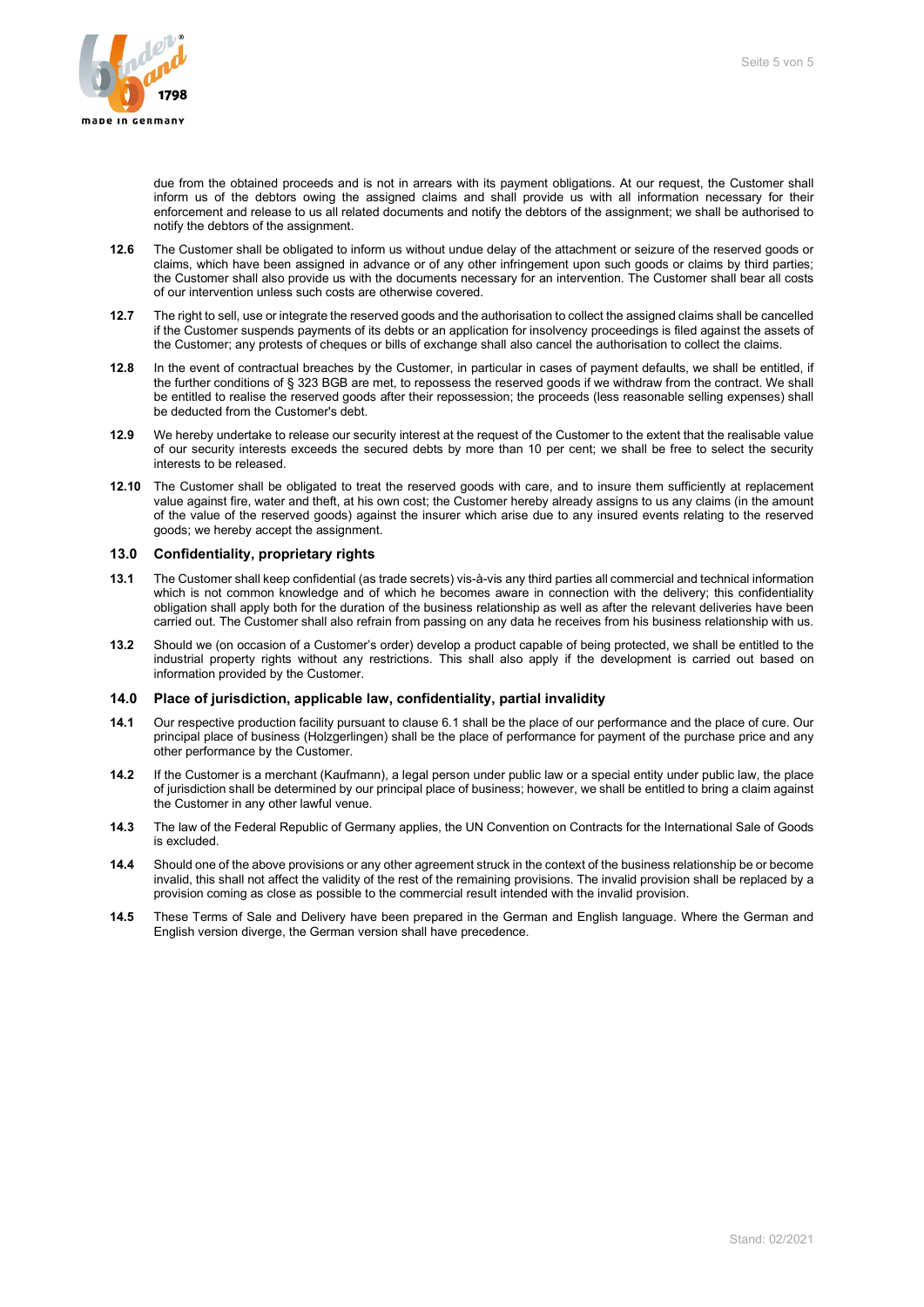due from the obtained proceeds and is not in arrears with its payment obligations. At our request, the Customer shall inform us of the debtors owing the assigned claims and shall provide us with all information necessary for their enforcement and release to us all related documents and notify the debtors of the assignment; we shall be authorised to notify the debtors of the assignment.

**12.6** The Customer shall be obligated to inform us without undue delay of the attachment or seizure of the reserved goods or claims, which have been assigned in advance or of any other infringement upon such goods or claims by third parties; the Customer shall also provide us with the documents necessary for an intervention. The Customer shall bear all costs of our intervention unless such costs are otherwise covered.

**12.7** The right to sell, use or integrate the reserved goods and the authorisation to collect the assigned claims shall be cancelled if the Customer suspends payments of its debts or an application for insolvency proceedings is filed against the assets of the Customer; any protests of cheques or bills of exchange shall also cancel the authorisation to collect the claims.

**12.8** In the event of contractual breaches by the Customer, in particular in cases of payment defaults, we shall be entitled, if the further conditions of § 323 BGB are met, to repossess the reserved goods if we withdraw from the contract. We shall be entitled to realise the reserved goods after their repossession; the proceeds (less reasonable selling expenses) shall be deducted from the Customer's debt.

**12.9** We hereby undertake to release our security interest at the request of the Customer to the extent that the realisable value of our security interests exceeds the secured debts by more than 10 per cent; we shall be free to select the security interests to be released.

**12.10** The Customer shall be obligated to treat the reserved goods with care, and to insure them sufficiently at replacement value against fire, water and theft, at his own cost; the Customer hereby already assigns to us any claims (in the amount of the value of the reserved goods) against the insurer which arise due to any insured events relating to the reserved goods; we hereby accept the assignment.

## 13.0 Confidentiality, proprietary rights

**13.1** The Customer shall keep confidential (as trade secrets) vis-à-vis any third parties all commercial and technical information which is not common knowledge and of which he becomes aware in connection with the delivery; this confidentiality obligation shall apply both for the duration of the business relationship as well as after the relevant deliveries have been carried out. The Customer shall also refrain from passing on any data he receives from his business relationship with us.

**13.2** Should we (on occasion of a Customer's order) develop a product capable of being protected, we shall be entitled to the industrial property rights without any restrictions. This shall also apply if the development is carried out based on information provided by the Customer.

## 14.0 Place of jurisdiction, applicable law, confidentiality, partial invalidity

**14.1** Our respective production facility pursuant to clause 6.1 shall be the place of our performance and the place of cure. Our principal place of business (Holzgerlingen) shall be the place of performance for payment of the purchase price and any other performance by the Customer.

**14.2** If the Customer is a merchant (Kaufmann), a legal person under public law or a special entity under public law, the place of jurisdiction shall be determined by our principal place of business; however, we shall be entitled to bring a claim against the Customer in any other lawful venue.

**14.3** The law of the Federal Republic of Germany applies, the UN Convention on Contracts for the International Sale of Goods is excluded.

**14.4** Should one of the above provisions or any other agreement struck in the context of the business relationship be or become invalid, this shall not affect the validity of the rest of the remaining provisions. The invalid provision shall be replaced by a provision coming as close as possible to the commercial result intended with the invalid provision.

**14.5** These Terms of Sale and Delivery have been prepared in the German and English language. Where the German and English version diverge, the German version shall have precedence.